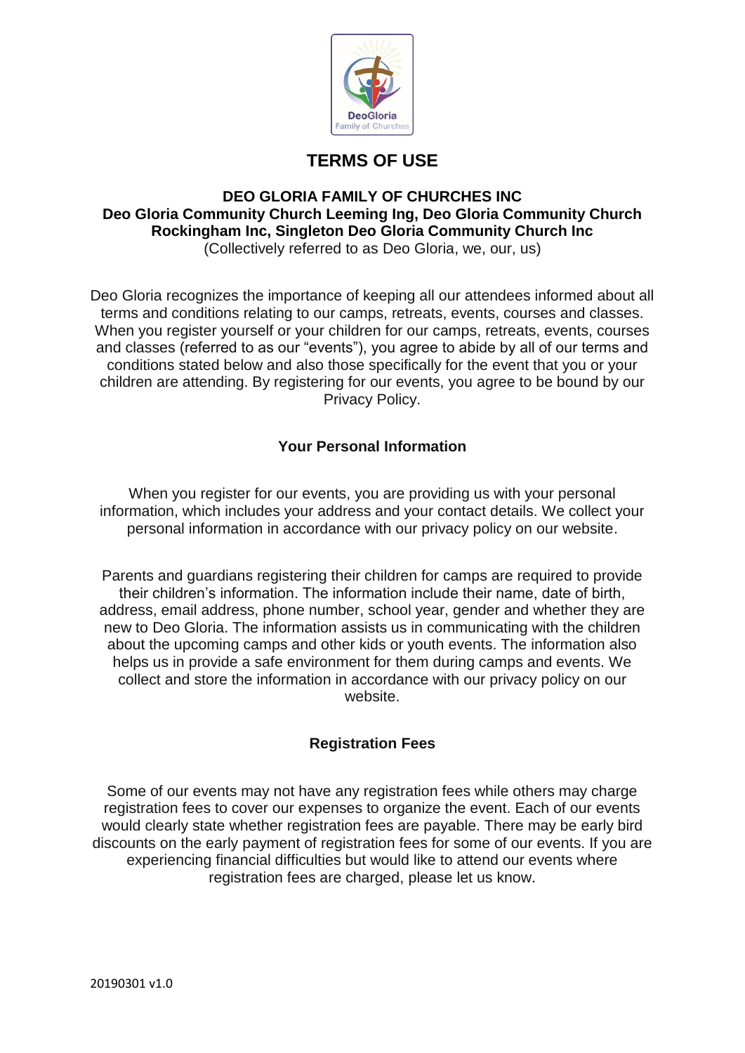# TERMS OF USE

**DEO GLORIA FAMILY OF CHURCHES INC**
**Deo Gloria Community Church Leeming Ing, Deo Gloria Community Church Rockingham Inc, Singleton Deo Gloria Community Church Inc**
(Collectively referred to as Deo Gloria, we, our, us)

Deo Gloria recognizes the importance of keeping all our attendees informed about all terms and conditions relating to our camps, retreats, events, courses and classes. When you register yourself or your children for our camps, retreats, events, courses and classes (referred to as our "events"), you agree to abide by all of our terms and conditions stated below and also those specifically for the event that you or your children are attending. By registering for our events, you agree to be bound by our Privacy Policy.

### Your Personal Information

When you register for our events, you are providing us with your personal information, which includes your address and your contact details. We collect your personal information in accordance with our privacy policy on our website.

Parents and guardians registering their children for camps are required to provide their children's information. The information include their name, date of birth, address, email address, phone number, school year, gender and whether they are new to Deo Gloria. The information assists us in communicating with the children about the upcoming camps and other kids or youth events. The information also helps us in provide a safe environment for them during camps and events. We collect and store the information in accordance with our privacy policy on our website.

### Registration Fees

Some of our events may not have any registration fees while others may charge registration fees to cover our expenses to organize the event. Each of our events would clearly state whether registration fees are payable. There may be early bird discounts on the early payment of registration fees for some of our events. If you are experiencing financial difficulties but would like to attend our events where registration fees are charged, please let us know.

20190301 v1.0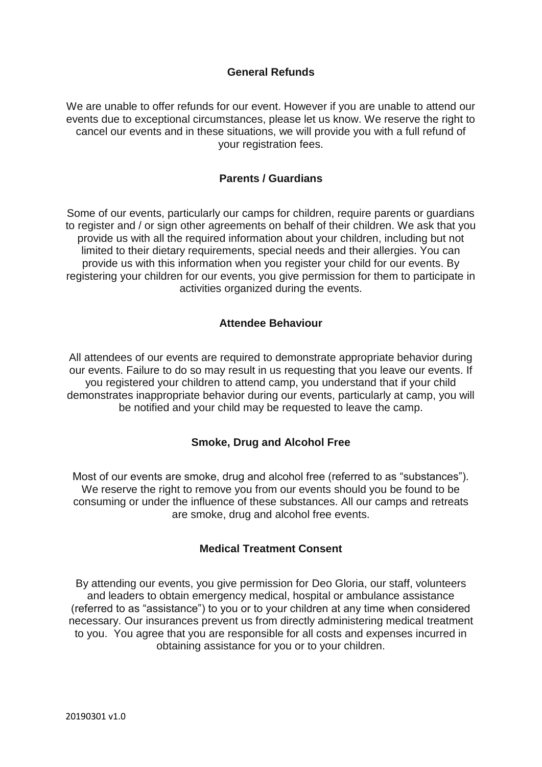## General Refunds

We are unable to offer refunds for our event. However if you are unable to attend our events due to exceptional circumstances, please let us know. We reserve the right to cancel our events and in these situations, we will provide you with a full refund of your registration fees.

## Parents / Guardians

Some of our events, particularly our camps for children, require parents or guardians to register and / or sign other agreements on behalf of their children. We ask that you provide us with all the required information about your children, including but not limited to their dietary requirements, special needs and their allergies. You can provide us with this information when you register your child for our events. By registering your children for our events, you give permission for them to participate in activities organized during the events.

## Attendee Behaviour

All attendees of our events are required to demonstrate appropriate behavior during our events. Failure to do so may result in us requesting that you leave our events. If you registered your children to attend camp, you understand that if your child demonstrates inappropriate behavior during our events, particularly at camp, you will be notified and your child may be requested to leave the camp.

## Smoke, Drug and Alcohol Free

Most of our events are smoke, drug and alcohol free (referred to as "substances"). We reserve the right to remove you from our events should you be found to be consuming or under the influence of these substances. All our camps and retreats are smoke, drug and alcohol free events.

## Medical Treatment Consent

By attending our events, you give permission for Deo Gloria, our staff, volunteers and leaders to obtain emergency medical, hospital or ambulance assistance (referred to as "assistance") to you or to your children at any time when considered necessary. Our insurances prevent us from directly administering medical treatment to you. You agree that you are responsible for all costs and expenses incurred in obtaining assistance for you or to your children.

20190301 v1.0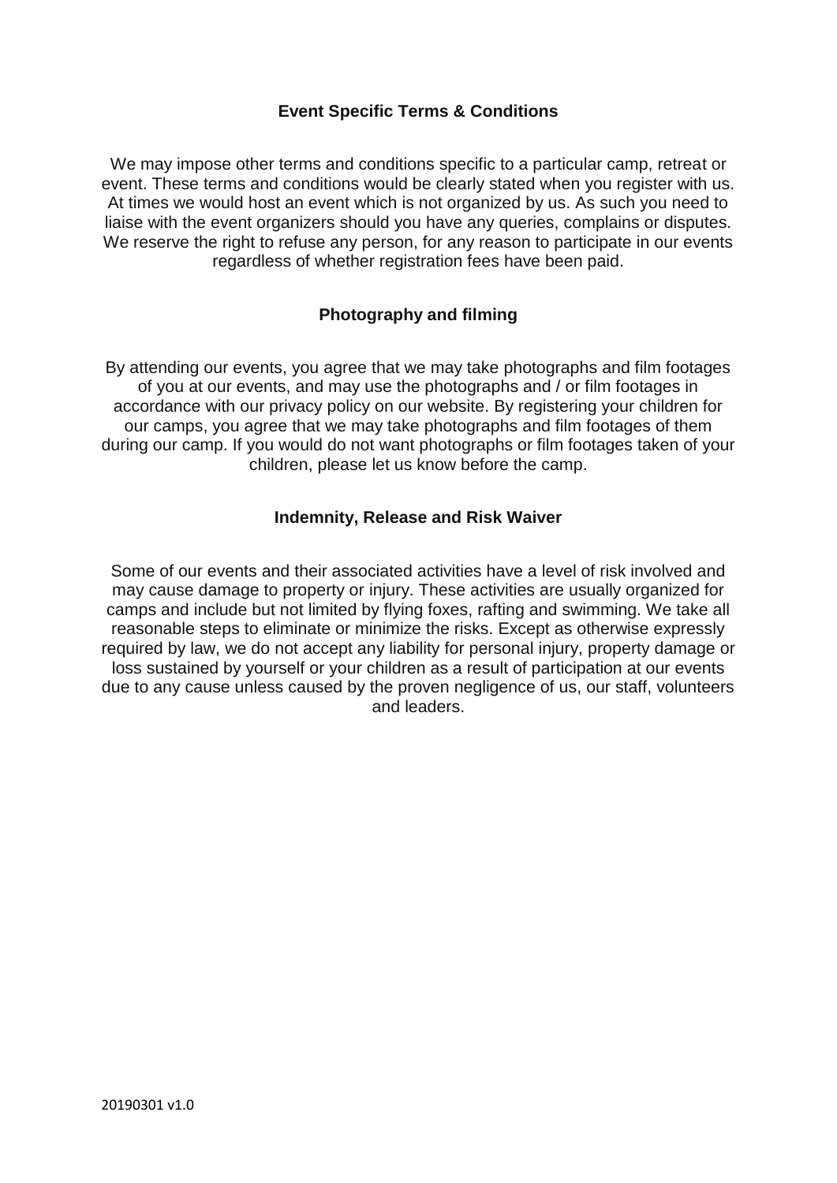## Event Specific Terms & Conditions

We may impose other terms and conditions specific to a particular camp, retreat or event. These terms and conditions would be clearly stated when you register with us. At times we would host an event which is not organized by us. As such you need to liaise with the event organizers should you have any queries, complains or disputes. We reserve the right to refuse any person, for any reason to participate in our events regardless of whether registration fees have been paid.

## Photography and filming

By attending our events, you agree that we may take photographs and film footages of you at our events, and may use the photographs and / or film footages in accordance with our privacy policy on our website. By registering your children for our camps, you agree that we may take photographs and film footages of them during our camp. If you would do not want photographs or film footages taken of your children, please let us know before the camp.

## Indemnity, Release and Risk Waiver

Some of our events and their associated activities have a level of risk involved and may cause damage to property or injury. These activities are usually organized for camps and include but not limited by flying foxes, rafting and swimming. We take all reasonable steps to eliminate or minimize the risks. Except as otherwise expressly required by law, we do not accept any liability for personal injury, property damage or loss sustained by yourself or your children as a result of participation at our events due to any cause unless caused by the proven negligence of us, our staff, volunteers and leaders.

20190301 v1.0